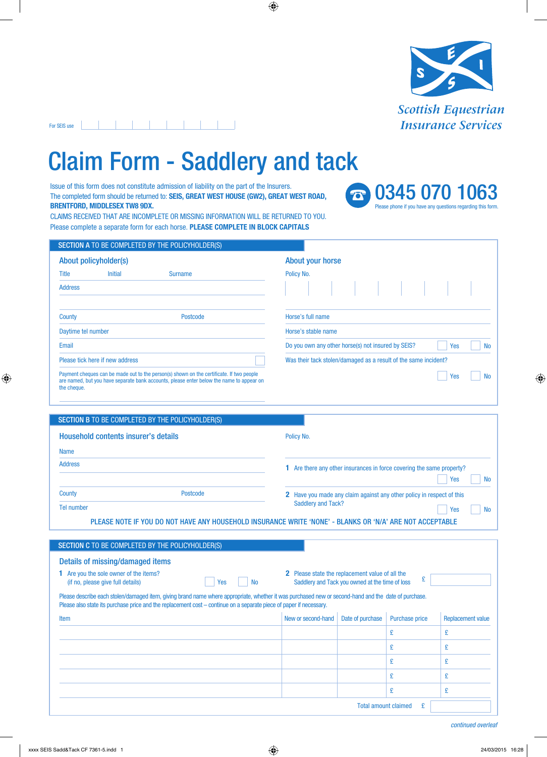For SEIS use

Scottish Equestrian Insurance Services

# Claim Form - Saddlery and tack

Issue of this form does not constitute admission of liability on the part of the Insurers.
The completed form should be returned to: **SEIS, GREAT WEST HOUSE (GW2), GREAT WEST ROAD, BRENTFORD, MIDDLESEX TW8 9DX.**
CLAIMS RECEIVED THAT ARE INCOMPLETE OR MISSING INFORMATION WILL BE RETURNED TO YOU.
Please complete a separate form for each horse. **PLEASE COMPLETE IN BLOCK CAPITALS**

**0345 070 1063**
Please phone if you have any questions regarding this form.

## SECTION A TO BE COMPLETED BY THE POLICYHOLDER(S)

### About policyholder(s)

Title Initial Surname

Address

County Postcode

Daytime tel number

Email

Please tick here if new address ☐

Payment cheques can be made out to the person(s) shown on the certificate. If two people are named, but you have separate bank accounts, please enter below the name to appear on the cheque.

### About your horse

Policy No.

Horse's full name

Horse's stable name

Do you own any other horse(s) not insured by SEIS? ☐ Yes ☐ No

Was their tack stolen/damaged as a result of the same incident? ☐ Yes ☐ No

## SECTION B TO BE COMPLETED BY THE POLICYHOLDER(S)

### Household contents insurer's details

Name

Address

County Postcode

Tel number

Policy No.

**1** Are there any other insurances in force covering the same property? ☐ Yes ☐ No

**2** Have you made any claim against any other policy in respect of this Saddlery and Tack? ☐ Yes ☐ No

PLEASE NOTE IF YOU DO NOT HAVE ANY HOUSEHOLD INSURANCE WRITE 'NONE' - BLANKS OR 'N/A' ARE NOT ACCEPTABLE

## SECTION C TO BE COMPLETED BY THE POLICYHOLDER(S)

### Details of missing/damaged items

**1** Are you the sole owner of the items? (if no, please give full details) ☐ Yes ☐ No

**2** Please state the replacement value of all the Saddlery and Tack you owned at the time of loss £

Please describe each stolen/damaged item, giving brand name where appropriate, whether it was purchased new or second-hand and the date of purchase.
Please also state its purchase price and the replacement cost – continue on a separate piece of paper if necessary.

| Item | New or second-hand | Date of purchase | Purchase price | Replacement value |
|---|---|---|---|---|
| | | | £ | £ |
| | | | £ | £ |
| | | | £ | £ |
| | | | £ | £ |
| | | | £ | £ |

Total amount claimed £

*continued overleaf*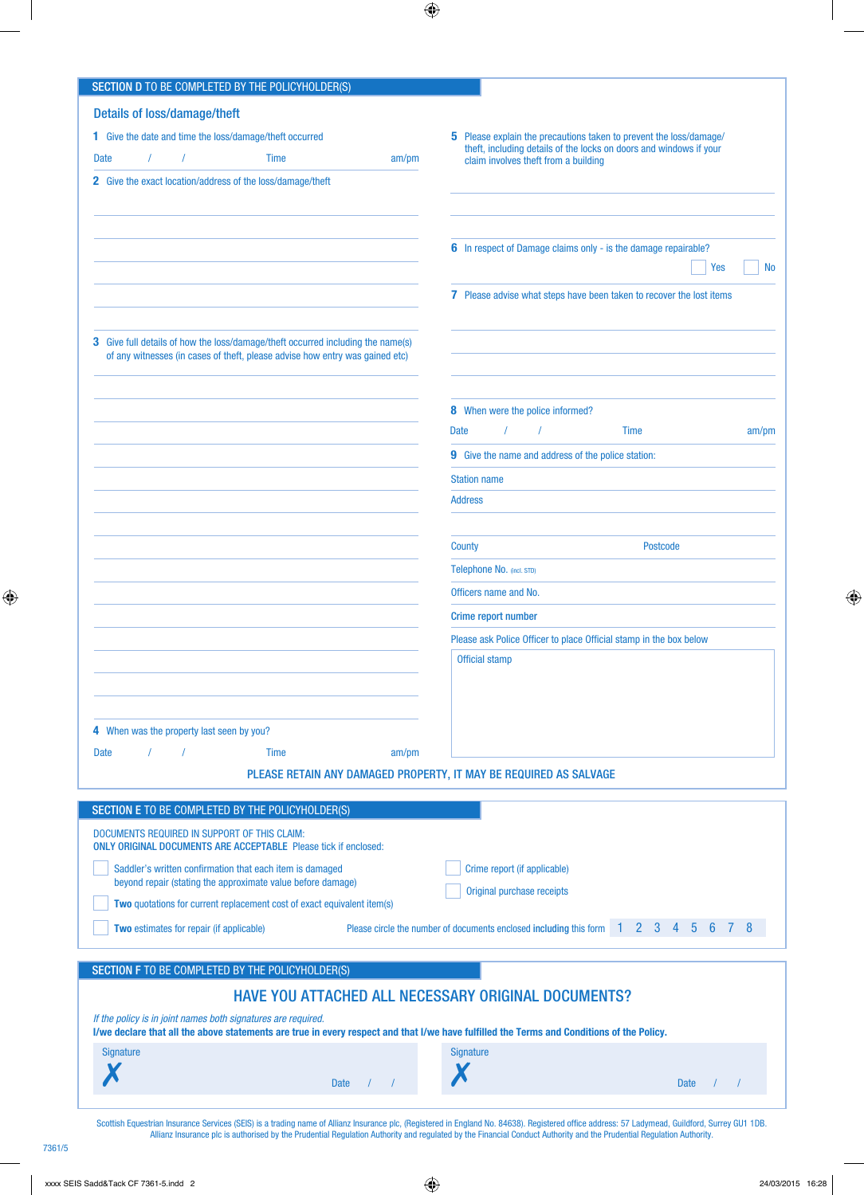## SECTION D TO BE COMPLETED BY THE POLICYHOLDER(S)

### Details of loss/damage/theft

**1** Give the date and time the loss/damage/theft occurred

Date / / Time am/pm

**2** Give the exact location/address of the loss/damage/theft

**3** Give full details of how the loss/damage/theft occurred including the name(s) of any witnesses (in cases of theft, please advise how entry was gained etc)

**4** When was the property last seen by you?

Date / / Time am/pm

**5** Please explain the precautions taken to prevent the loss/damage/theft, including details of the locks on doors and windows if your claim involves theft from a building

**6** In respect of Damage claims only - is the damage repairable?

☐ Yes ☐ No

**7** Please advise what steps have been taken to recover the lost items

**8** When were the police informed?

Date / / Time am/pm

**9** Give the name and address of the police station:

Station name

Address

County Postcode

Telephone No. (incl. STD)

Officers name and No.

Crime report number

Please ask Police Officer to place Official stamp in the box below

Official stamp

PLEASE RETAIN ANY DAMAGED PROPERTY, IT MAY BE REQUIRED AS SALVAGE

## SECTION E TO BE COMPLETED BY THE POLICYHOLDER(S)

DOCUMENTS REQUIRED IN SUPPORT OF THIS CLAIM:
**ONLY ORIGINAL DOCUMENTS ARE ACCEPTABLE** Please tick if enclosed:

- ☐ Saddler's written confirmation that each item is damaged beyond repair (stating the approximate value before damage)
- ☐ **Two** quotations for current replacement cost of exact equivalent item(s)
- ☐ **Two** estimates for repair (if applicable)
- ☐ Crime report (if applicable)
- ☐ Original purchase receipts

Please circle the number of documents enclosed **including** this form 1 2 3 4 5 6 7 8

## SECTION F TO BE COMPLETED BY THE POLICYHOLDER(S)

### HAVE YOU ATTACHED ALL NECESSARY ORIGINAL DOCUMENTS?

*If the policy is in joint names both signatures are required.*

**I/we declare that all the above statements are true in every respect and that I/we have fulfilled the Terms and Conditions of the Policy.**

Signature ✗ Date / /

Signature ✗ Date / /

Scottish Equestrian Insurance Services (SEIS) is a trading name of Allianz Insurance plc, (Registered in England No. 84638). Registered office address: 57 Ladymead, Guildford, Surrey GU1 1DB. Allianz Insurance plc is authorised by the Prudential Regulation Authority and regulated by the Financial Conduct Authority and the Prudential Regulation Authority.

7361/5